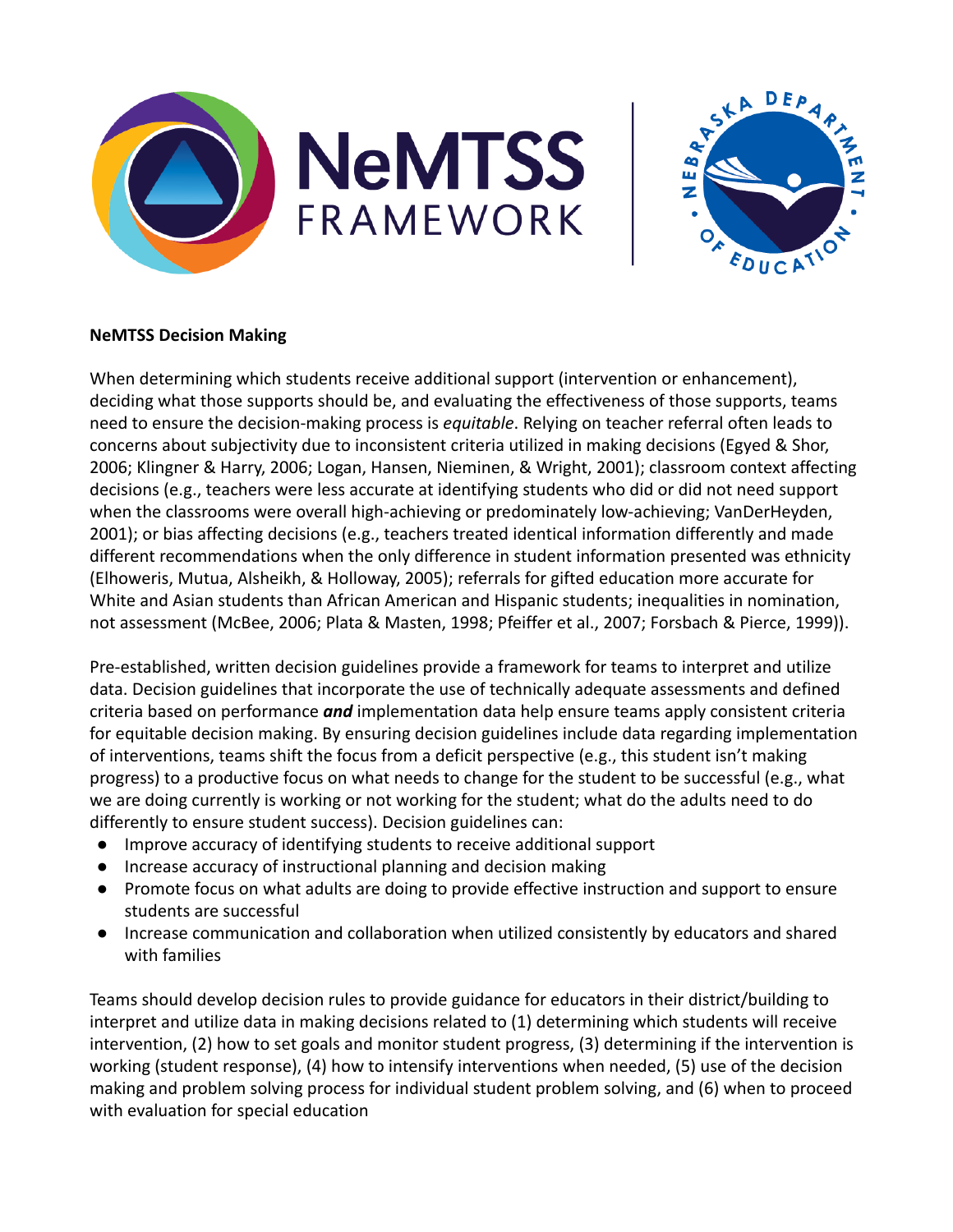**NeMTSS Decision Making**

When determining which students receive additional support (intervention or enhancement), deciding what those supports should be, and evaluating the effectiveness of those supports, teams need to ensure the decision-making process is *equitable*. Relying on teacher referral often leads to concerns about subjectivity due to inconsistent criteria utilized in making decisions (Egyed & Shor, 2006; Klingner & Harry, 2006; Logan, Hansen, Nieminen, & Wright, 2001); classroom context affecting decisions (e.g., teachers were less accurate at identifying students who did or did not need support when the classrooms were overall high-achieving or predominately low-achieving; VanDerHeyden, 2001); or bias affecting decisions (e.g., teachers treated identical information differently and made different recommendations when the only difference in student information presented was ethnicity (Elhoweris, Mutua, Alsheikh, & Holloway, 2005); referrals for gifted education more accurate for White and Asian students than African American and Hispanic students; inequalities in nomination, not assessment (McBee, 2006; Plata & Masten, 1998; Pfeiffer et al., 2007; Forsbach & Pierce, 1999)).

Pre-established, written decision guidelines provide a framework for teams to interpret and utilize data. Decision guidelines that incorporate the use of technically adequate assessments and defined criteria based on performance ***and*** implementation data help ensure teams apply consistent criteria for equitable decision making. By ensuring decision guidelines include data regarding implementation of interventions, teams shift the focus from a deficit perspective (e.g., this student isn't making progress) to a productive focus on what needs to change for the student to be successful (e.g., what we are doing currently is working or not working for the student; what do the adults need to do differently to ensure student success). Decision guidelines can:

- Improve accuracy of identifying students to receive additional support
- Increase accuracy of instructional planning and decision making
- Promote focus on what adults are doing to provide effective instruction and support to ensure students are successful
- Increase communication and collaboration when utilized consistently by educators and shared with families

Teams should develop decision rules to provide guidance for educators in their district/building to interpret and utilize data in making decisions related to (1) determining which students will receive intervention, (2) how to set goals and monitor student progress, (3) determining if the intervention is working (student response), (4) how to intensify interventions when needed, (5) use of the decision making and problem solving process for individual student problem solving, and (6) when to proceed with evaluation for special education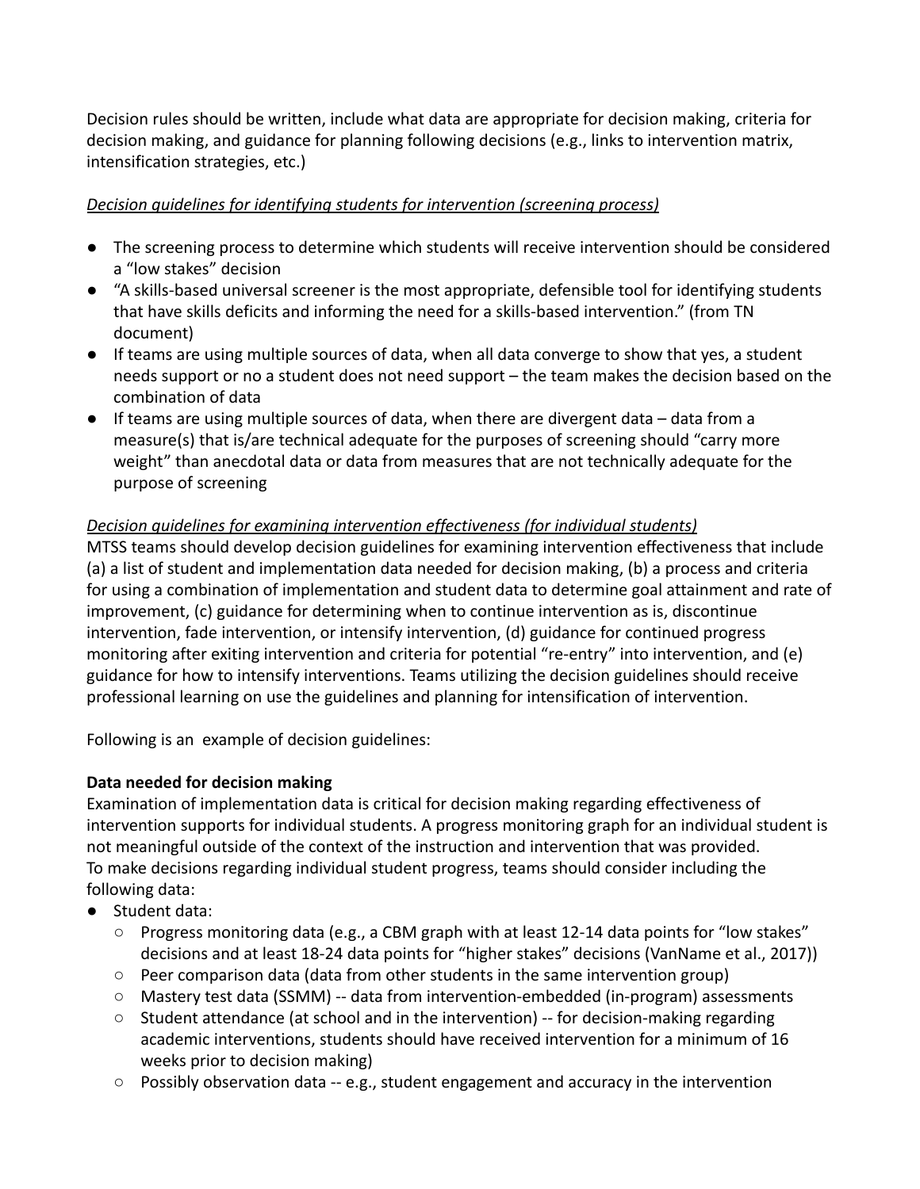Decision rules should be written, include what data are appropriate for decision making, criteria for decision making, and guidance for planning following decisions (e.g., links to intervention matrix, intensification strategies, etc.)

*Decision guidelines for identifying students for intervention (screening process)*

- The screening process to determine which students will receive intervention should be considered a "low stakes" decision
- "A skills-based universal screener is the most appropriate, defensible tool for identifying students that have skills deficits and informing the need for a skills-based intervention." (from TN document)
- If teams are using multiple sources of data, when all data converge to show that yes, a student needs support or no a student does not need support – the team makes the decision based on the combination of data
- If teams are using multiple sources of data, when there are divergent data – data from a measure(s) that is/are technical adequate for the purposes of screening should "carry more weight" than anecdotal data or data from measures that are not technically adequate for the purpose of screening

*Decision guidelines for examining intervention effectiveness (for individual students)*

MTSS teams should develop decision guidelines for examining intervention effectiveness that include (a) a list of student and implementation data needed for decision making, (b) a process and criteria for using a combination of implementation and student data to determine goal attainment and rate of improvement, (c) guidance for determining when to continue intervention as is, discontinue intervention, fade intervention, or intensify intervention, (d) guidance for continued progress monitoring after exiting intervention and criteria for potential "re-entry" into intervention, and (e) guidance for how to intensify interventions. Teams utilizing the decision guidelines should receive professional learning on use the guidelines and planning for intensification of intervention.

Following is an example of decision guidelines:

**Data needed for decision making**

Examination of implementation data is critical for decision making regarding effectiveness of intervention supports for individual students. A progress monitoring graph for an individual student is not meaningful outside of the context of the instruction and intervention that was provided. To make decisions regarding individual student progress, teams should consider including the following data:

- Student data:
  - Progress monitoring data (e.g., a CBM graph with at least 12-14 data points for "low stakes" decisions and at least 18-24 data points for "higher stakes" decisions (VanName et al., 2017))
  - Peer comparison data (data from other students in the same intervention group)
  - Mastery test data (SSMM) -- data from intervention-embedded (in-program) assessments
  - Student attendance (at school and in the intervention) -- for decision-making regarding academic interventions, students should have received intervention for a minimum of 16 weeks prior to decision making)
  - Possibly observation data -- e.g., student engagement and accuracy in the intervention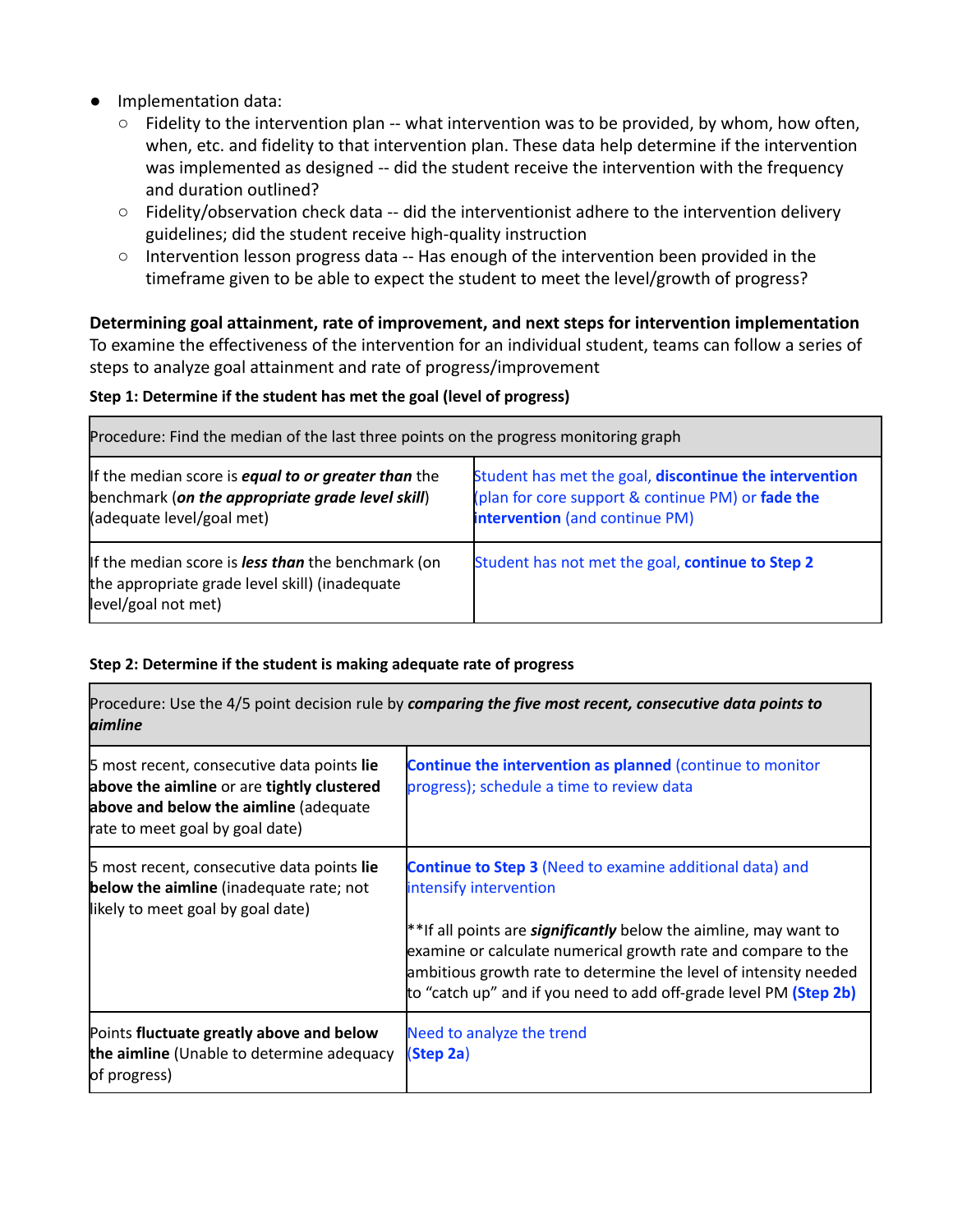- Implementation data:
  - Fidelity to the intervention plan -- what intervention was to be provided, by whom, how often, when, etc. and fidelity to that intervention plan. These data help determine if the intervention was implemented as designed -- did the student receive the intervention with the frequency and duration outlined?
  - Fidelity/observation check data -- did the interventionist adhere to the intervention delivery guidelines; did the student receive high-quality instruction
  - Intervention lesson progress data -- Has enough of the intervention been provided in the timeframe given to be able to expect the student to meet the level/growth of progress?

**Determining goal attainment, rate of improvement, and next steps for intervention implementation**

To examine the effectiveness of the intervention for an individual student, teams can follow a series of steps to analyze goal attainment and rate of progress/improvement

**Step 1: Determine if the student has met the goal (level of progress)**

| Procedure: Find the median of the last three points on the progress monitoring graph | |
|---|---|
| If the median score is ***equal to or greater than*** the benchmark (***on the appropriate grade level skill***) (adequate level/goal met) | Student has met the goal, **discontinue the intervention** (plan for core support & continue PM) or **fade the intervention** (and continue PM) |
| If the median score is ***less than*** the benchmark (on the appropriate grade level skill) (inadequate level/goal not met) | Student has not met the goal, **continue to Step 2** |

**Step 2: Determine if the student is making adequate rate of progress**

| Procedure: Use the 4/5 point decision rule by ***comparing the five most recent, consecutive data points to aimline*** | |
|---|---|
| 5 most recent, consecutive data points **lie above the aimline** or are **tightly clustered above and below the aimline** (adequate rate to meet goal by goal date) | **Continue the intervention as planned** (continue to monitor progress); schedule a time to review data |
| 5 most recent, consecutive data points **lie below the aimline** (inadequate rate; not likely to meet goal by goal date) | **Continue to Step 3** (Need to examine additional data) and intensify intervention<br><br>**If all points are ***significantly*** below the aimline, may want to examine or calculate numerical growth rate and compare to the ambitious growth rate to determine the level of intensity needed to "catch up" and if you need to add off-grade level PM **(Step 2b)** |
| Points **fluctuate greatly above and below the aimline** (Unable to determine adequacy of progress) | Need to analyze the trend (**Step 2a**) |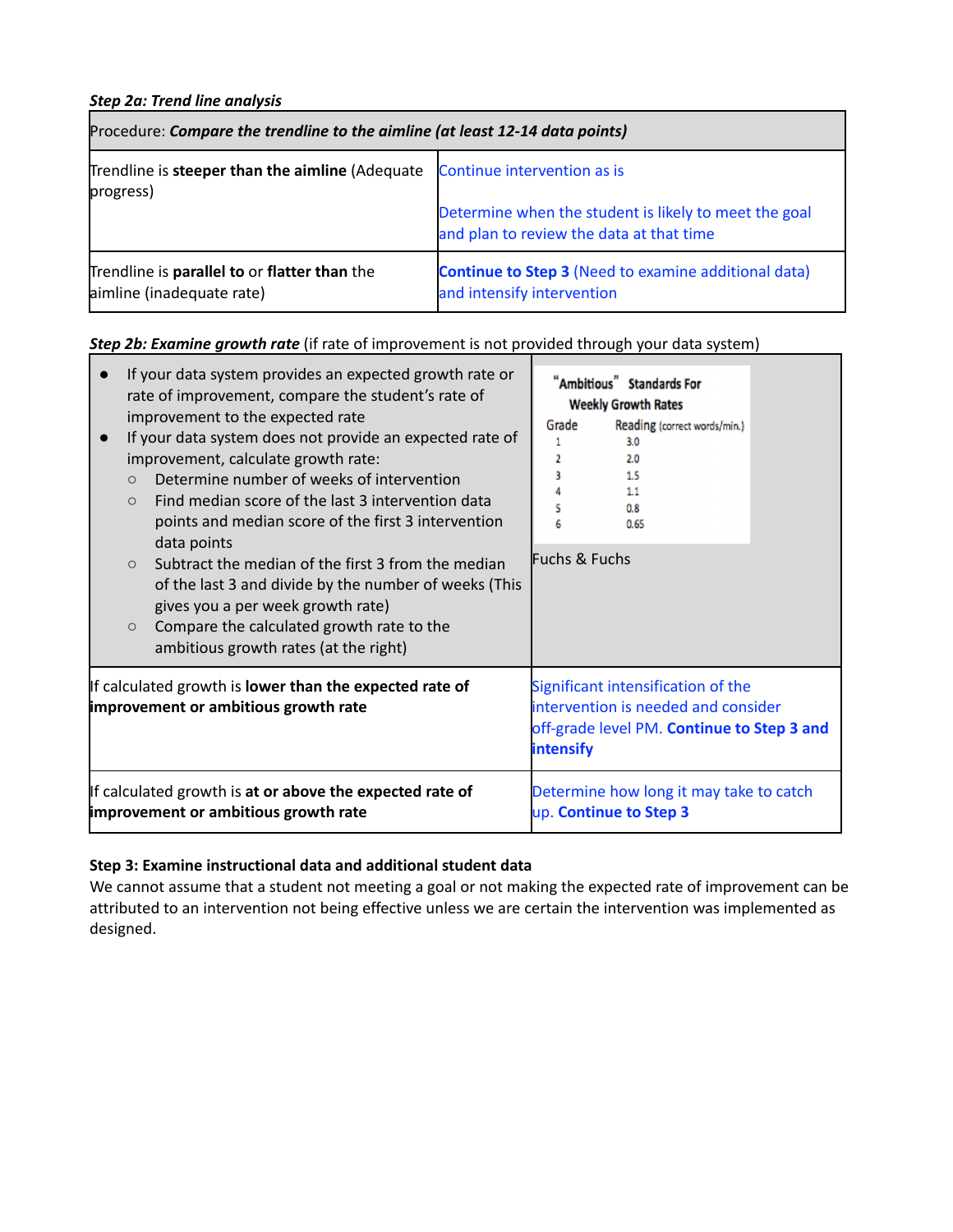***Step 2a: Trend line analysis***

| Procedure: ***Compare the trendline to the aimline (at least 12-14 data points)*** | |
|---|---|
| Trendline is **steeper than the aimline** (Adequate progress) | Continue intervention as is<br><br>Determine when the student is likely to meet the goal and plan to review the data at that time |
| Trendline is **parallel to** or **flatter than** the aimline (inadequate rate) | **Continue to Step 3** (Need to examine additional data) and intensify intervention |

***Step 2b: Examine growth rate*** (if rate of improvement is not provided through your data system)

| <ul><li>If your data system provides an expected growth rate or rate of improvement, compare the student's rate of improvement to the expected rate</li><li>If your data system does not provide an expected rate of improvement, calculate growth rate:<ul><li>Determine number of weeks of intervention</li><li>Find median score of the last 3 intervention data points and median score of the first 3 intervention data points</li><li>Subtract the median of the first 3 from the median of the last 3 and divide by the number of weeks (This gives you a per week growth rate)</li><li>Compare the calculated growth rate to the ambitious growth rates (at the right)</li></ul></li></ul> | "Ambitious" Standards For Weekly Growth Rates<br><br>Grade — Reading (correct words/min.)<br>1 — 3.0<br>2 — 2.0<br>3 — 1.5<br>4 — 1.1<br>5 — 0.8<br>6 — 0.65<br><br>Fuchs & Fuchs |
|---|---|
| If calculated growth is **lower than the expected rate of improvement or ambitious growth rate** | Significant intensification of the intervention is needed and consider off-grade level PM. **Continue to Step 3 and intensify** |
| If calculated growth is **at or above the expected rate of improvement or ambitious growth rate** | Determine how long it may take to catch up. **Continue to Step 3** |

**Step 3: Examine instructional data and additional student data**

We cannot assume that a student not meeting a goal or not making the expected rate of improvement can be attributed to an intervention not being effective unless we are certain the intervention was implemented as designed.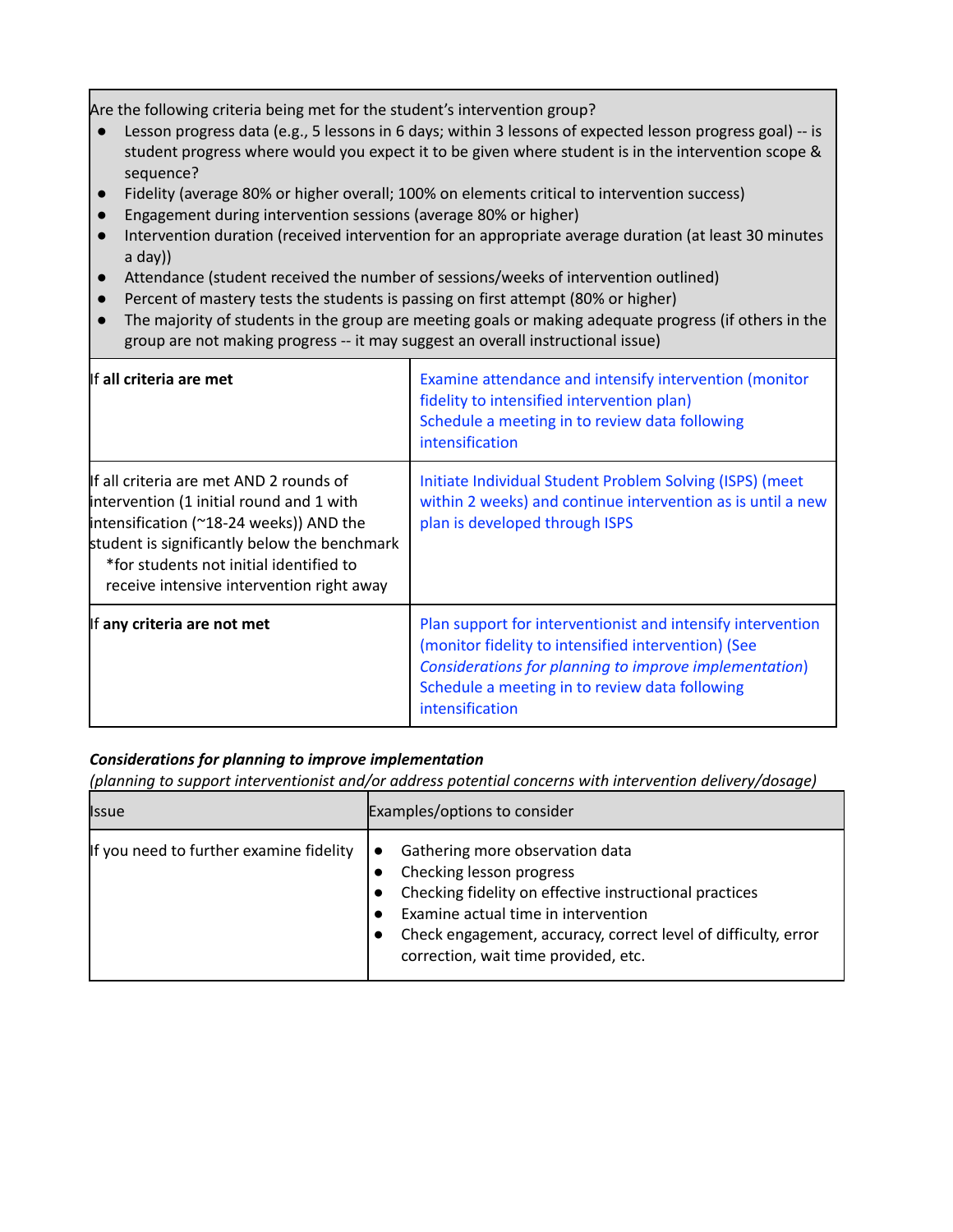| Are the following criteria being met for the student's intervention group?<br>• Lesson progress data (e.g., 5 lessons in 6 days; within 3 lessons of expected lesson progress goal) -- is student progress where would you expect it to be given where student is in the intervention scope & sequence?<br>• Fidelity (average 80% or higher overall; 100% on elements critical to intervention success)<br>• Engagement during intervention sessions (average 80% or higher)<br>• Intervention duration (received intervention for an appropriate average duration (at least 30 minutes a day))<br>• Attendance (student received the number of sessions/weeks of intervention outlined)<br>• Percent of mastery tests the students is passing on first attempt (80% or higher)<br>• The majority of students in the group are meeting goals or making adequate progress (if others in the group are not making progress -- it may suggest an overall instructional issue) | |
|---|---|
| If **all criteria are met** | Examine attendance and intensify intervention (monitor fidelity to intensified intervention plan)<br>Schedule a meeting in to review data following intensification |
| If all criteria are met AND 2 rounds of intervention (1 initial round and 1 with intensification (~18-24 weeks)) AND the student is significantly below the benchmark<br>*for students not initial identified to receive intensive intervention right away | Initiate Individual Student Problem Solving (ISPS) (meet within 2 weeks) and continue intervention as is until a new plan is developed through ISPS |
| If **any criteria are not met** | Plan support for interventionist and intensify intervention (monitor fidelity to intensified intervention) (See *Considerations for planning to improve implementation*)<br>Schedule a meeting in to review data following intensification |

***Considerations for planning to improve implementation***

*(planning to support interventionist and/or address potential concerns with intervention delivery/dosage)*

| Issue | Examples/options to consider |
|---|---|
| If you need to further examine fidelity | • Gathering more observation data<br>• Checking lesson progress<br>• Checking fidelity on effective instructional practices<br>• Examine actual time in intervention<br>• Check engagement, accuracy, correct level of difficulty, error correction, wait time provided, etc. |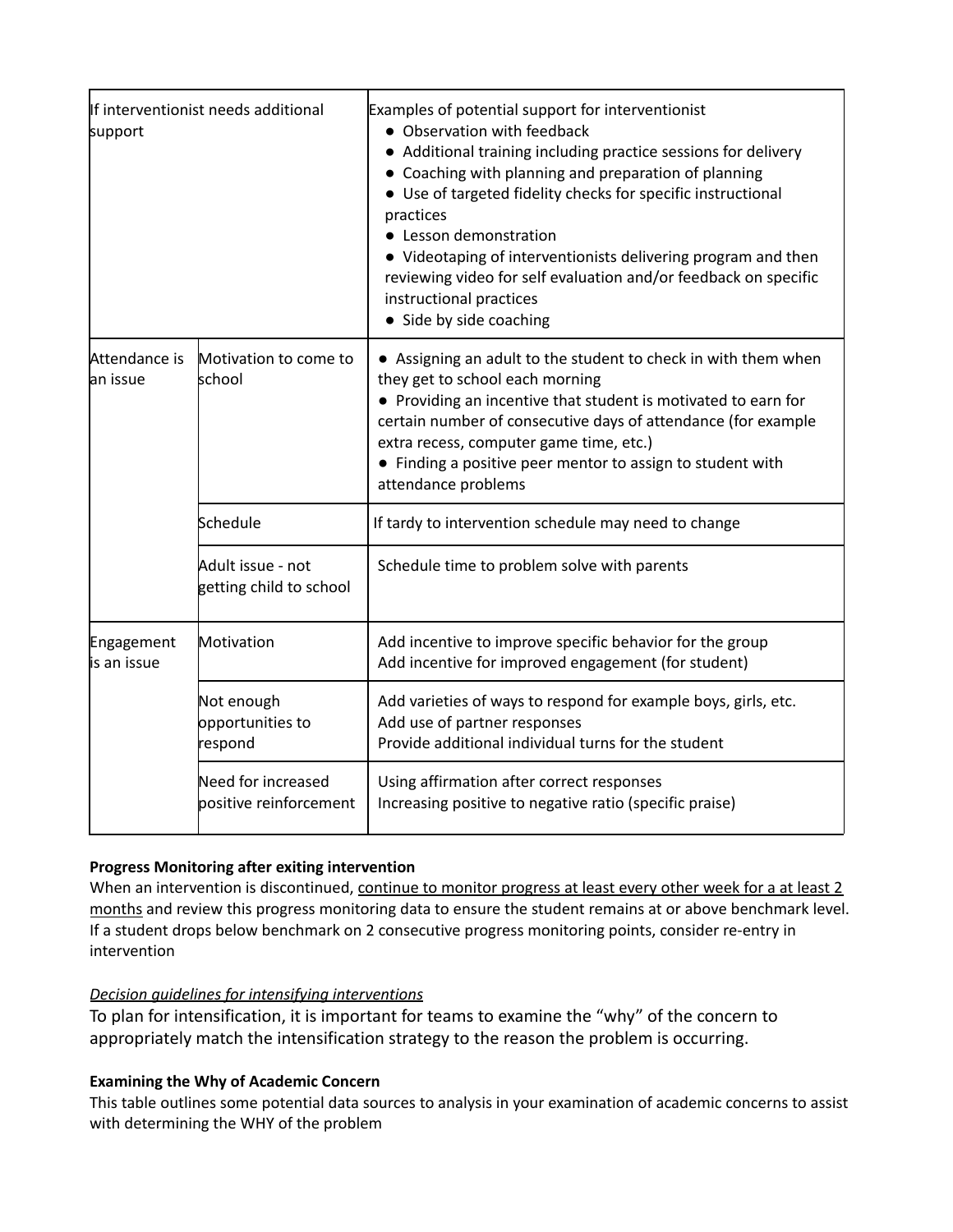| | | |
|---|---|---|
| If interventionist needs additional support | | Examples of potential support for interventionist<br>● Observation with feedback<br>● Additional training including practice sessions for delivery<br>● Coaching with planning and preparation of planning<br>● Use of targeted fidelity checks for specific instructional practices<br>● Lesson demonstration<br>● Videotaping of interventionists delivering program and then reviewing video for self evaluation and/or feedback on specific instructional practices<br>● Side by side coaching |
| Attendance is an issue | Motivation to come to school | ● Assigning an adult to the student to check in with them when they get to school each morning<br>● Providing an incentive that student is motivated to earn for certain number of consecutive days of attendance (for example extra recess, computer game time, etc.)<br>● Finding a positive peer mentor to assign to student with attendance problems |
| | Schedule | If tardy to intervention schedule may need to change |
| | Adult issue - not getting child to school | Schedule time to problem solve with parents |
| Engagement is an issue | Motivation | Add incentive to improve specific behavior for the group<br>Add incentive for improved engagement (for student) |
| | Not enough opportunities to respond | Add varieties of ways to respond for example boys, girls, etc.<br>Add use of partner responses<br>Provide additional individual turns for the student |
| | Need for increased positive reinforcement | Using affirmation after correct responses<br>Increasing positive to negative ratio (specific praise) |

**Progress Monitoring after exiting intervention**

When an intervention is discontinued, continue to monitor progress at least every other week for a at least 2 months and review this progress monitoring data to ensure the student remains at or above benchmark level. If a student drops below benchmark on 2 consecutive progress monitoring points, consider re-entry in intervention

*Decision guidelines for intensifying interventions*

To plan for intensification, it is important for teams to examine the "why" of the concern to appropriately match the intensification strategy to the reason the problem is occurring.

**Examining the Why of Academic Concern**

This table outlines some potential data sources to analysis in your examination of academic concerns to assist with determining the WHY of the problem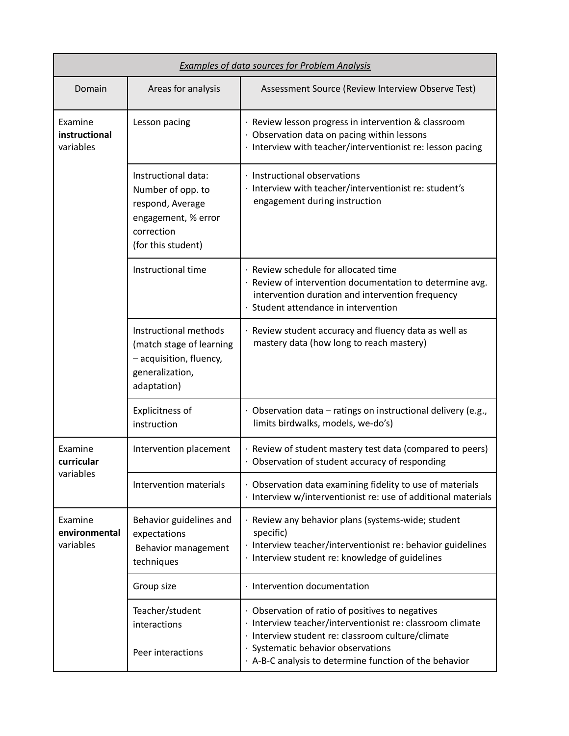| *Examples of data sources for Problem Analysis* | | |
|---|---|---|
| Domain | Areas for analysis | Assessment Source (Review Interview Observe Test) |
| Examine **instructional** variables | Lesson pacing | · Review lesson progress in intervention & classroom<br>· Observation data on pacing within lessons<br>· Interview with teacher/interventionist re: lesson pacing |
| | Instructional data: Number of opp. to respond, Average engagement, % error correction (for this student) | · Instructional observations<br>· Interview with teacher/interventionist re: student's engagement during instruction |
| | Instructional time | · Review schedule for allocated time<br>· Review of intervention documentation to determine avg. intervention duration and intervention frequency<br>· Student attendance in intervention |
| | Instructional methods (match stage of learning – acquisition, fluency, generalization, adaptation) | · Review student accuracy and fluency data as well as mastery data (how long to reach mastery) |
| | Explicitness of instruction | · Observation data – ratings on instructional delivery (e.g., limits birdwalks, models, we-do's) |
| Examine **curricular** variables | Intervention placement | · Review of student mastery test data (compared to peers)<br>· Observation of student accuracy of responding |
| | Intervention materials | · Observation data examining fidelity to use of materials<br>· Interview w/interventionist re: use of additional materials |
| Examine **environmental** variables | Behavior guidelines and expectations<br>Behavior management techniques | · Review any behavior plans (systems-wide; student specific)<br>· Interview teacher/interventionist re: behavior guidelines<br>· Interview student re: knowledge of guidelines |
| | Group size | · Intervention documentation |
| | Teacher/student interactions<br><br>Peer interactions | · Observation of ratio of positives to negatives<br>· Interview teacher/interventionist re: classroom climate<br>· Interview student re: classroom culture/climate<br>· Systematic behavior observations<br>· A-B-C analysis to determine function of the behavior |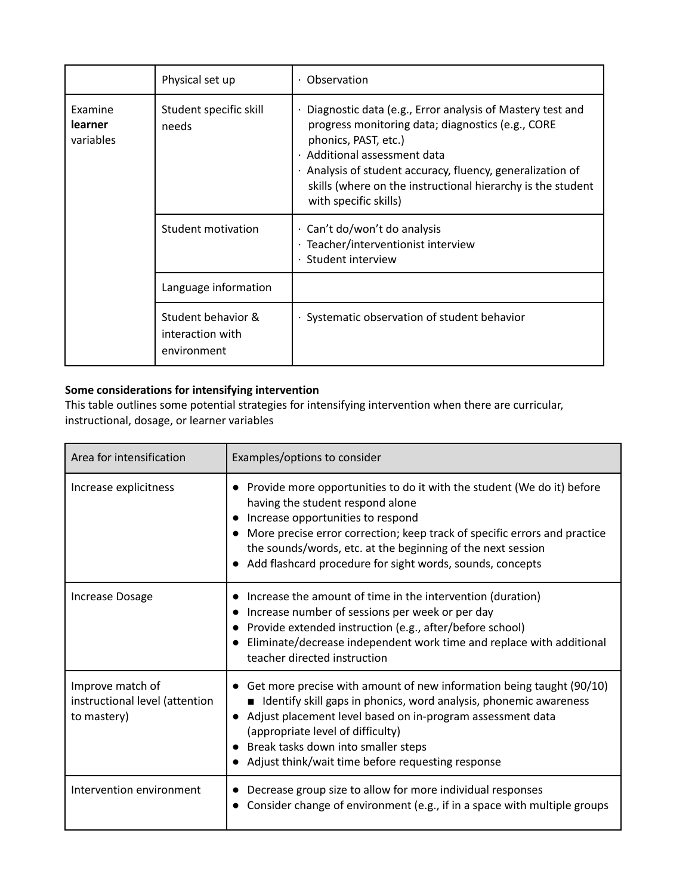| | | |
|---|---|---|
| | Physical set up | · Observation |
| Examine **learner** variables | Student specific skill needs | · Diagnostic data (e.g., Error analysis of Mastery test and progress monitoring data; diagnostics (e.g., CORE phonics, PAST, etc.)<br>· Additional assessment data<br>· Analysis of student accuracy, fluency, generalization of skills (where on the instructional hierarchy is the student with specific skills) |
| | Student motivation | · Can't do/won't do analysis<br>· Teacher/interventionist interview<br>· Student interview |
| | Language information | |
| | Student behavior & interaction with environment | · Systematic observation of student behavior |

**Some considerations for intensifying intervention**

This table outlines some potential strategies for intensifying intervention when there are curricular, instructional, dosage, or learner variables

| Area for intensification | Examples/options to consider |
|---|---|
| Increase explicitness | ● Provide more opportunities to do it with the student (We do it) before having the student respond alone<br>● Increase opportunities to respond<br>● More precise error correction; keep track of specific errors and practice the sounds/words, etc. at the beginning of the next session<br>● Add flashcard procedure for sight words, sounds, concepts |
| Increase Dosage | ● Increase the amount of time in the intervention (duration)<br>● Increase number of sessions per week or per day<br>● Provide extended instruction (e.g., after/before school)<br>● Eliminate/decrease independent work time and replace with additional teacher directed instruction |
| Improve match of instructional level (attention to mastery) | ● Get more precise with amount of new information being taught (90/10)<br>&nbsp;&nbsp;&nbsp;&nbsp;■ Identify skill gaps in phonics, word analysis, phonemic awareness<br>● Adjust placement level based on in-program assessment data (appropriate level of difficulty)<br>● Break tasks down into smaller steps<br>● Adjust think/wait time before requesting response |
| Intervention environment | ● Decrease group size to allow for more individual responses<br>● Consider change of environment (e.g., if in a space with multiple groups |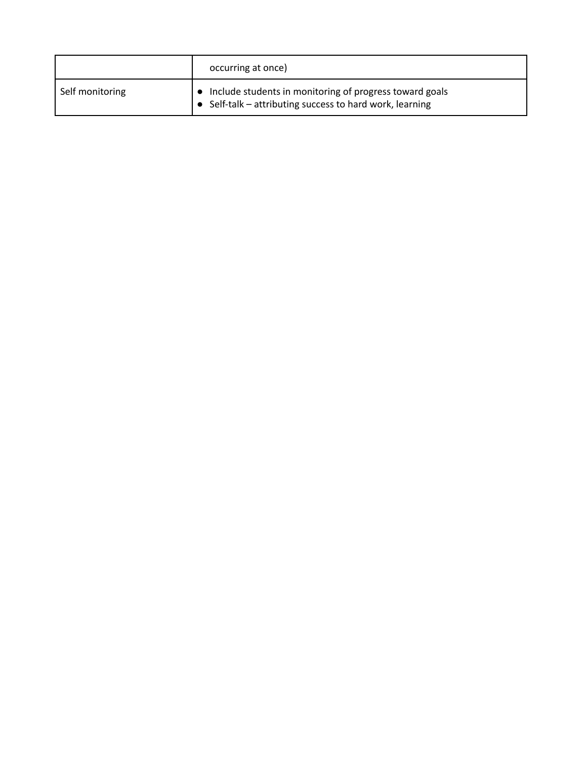| | |
|---|---|
| | occurring at once) |
| Self monitoring | • Include students in monitoring of progress toward goals<br>• Self-talk – attributing success to hard work, learning |